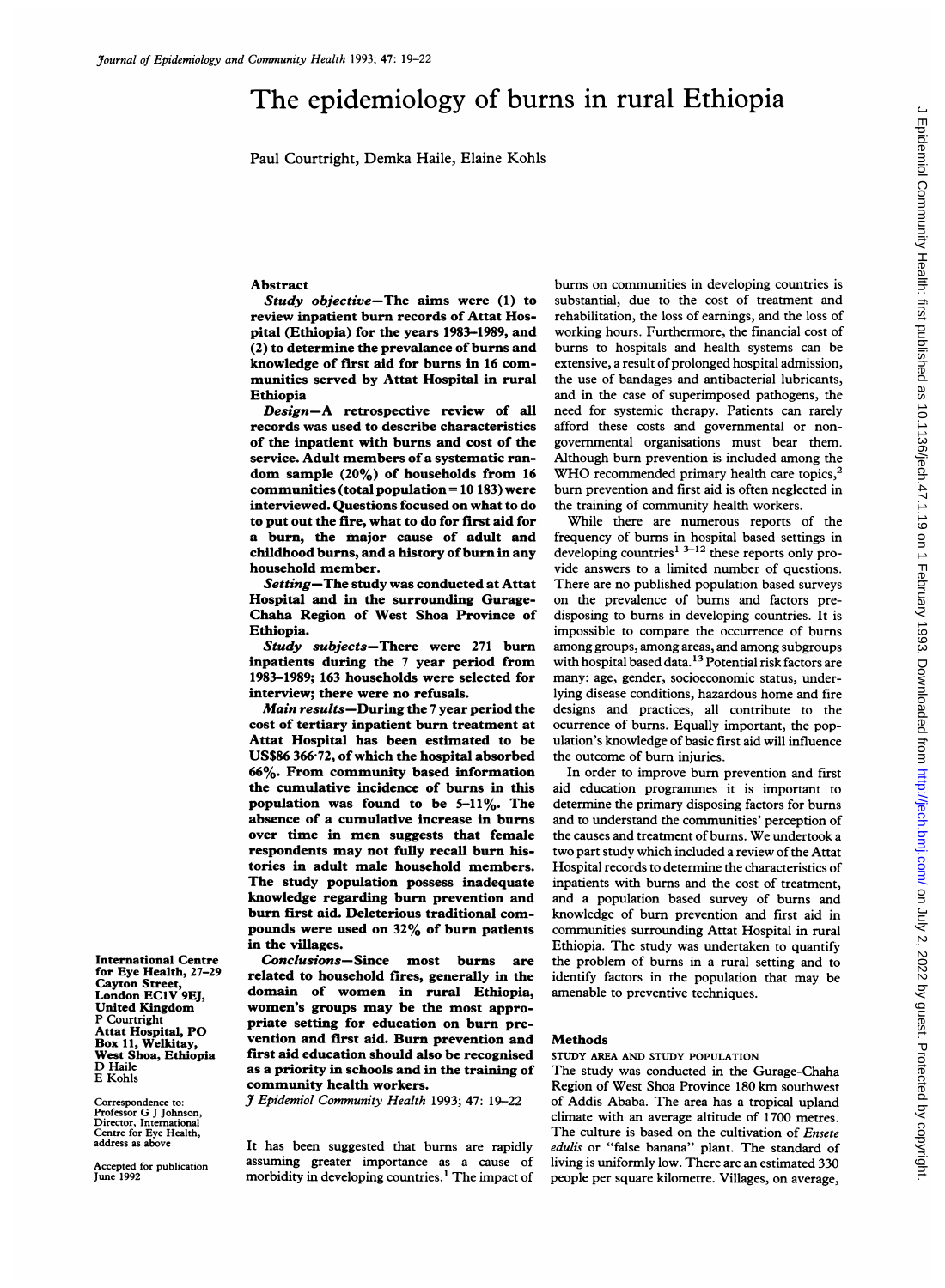# The epidemiology of burns in rural Ethiopia

Paul Courtright, Demka Haile, Elaine Kohls

International Centre for Eye Health, 27–29 Cayton Street, London EC1V 9EJ, United Kingdom
P Courtright
Attat Hospital, PO Box 11, Welkitay, West Shoa, Ethiopia
D Haile
E Kohls

Correspondence to: Professor G J Johnson, Director, International Centre for Eye Health, address as above

Accepted for publication June 1992

## Abstract

***Study objective***—**The aims were (1) to review inpatient burn records of Attat Hospital (Ethiopia) for the years 1983–1989, and (2) to determine the prevalance of burns and knowledge of first aid for burns in 16 communities served by Attat Hospital in rural Ethiopia**

***Design***—**A retrospective review of all records was used to describe characteristics of the inpatient with burns and cost of the service. Adult members of a systematic random sample (20%) of households from 16 communities (total population = 10 183) were interviewed. Questions focused on what to do to put out the fire, what to do for first aid for a burn, the major cause of adult and childhood burns, and a history of burn in any household member.**

***Setting***—**The study was conducted at Attat Hospital and in the surrounding Gurage-Chaha Region of West Shoa Province of Ethiopia.**

***Study subjects***—**There were 271 burn inpatients during the 7 year period from 1983–1989; 163 households were selected for interview; there were no refusals.**

***Main results***—**During the 7 year period the cost of tertiary inpatient burn treatment at Attat Hospital has been estimated to be US$86 366·72, of which the hospital absorbed 66%. From community based information the cumulative incidence of burns in this population was found to be 5–11%. The absence of a cumulative increase in burns over time in men suggests that female respondents may not fully recall burn histories in adult male household members. The study population possess inadequate knowledge regarding burn prevention and burn first aid. Deleterious traditional compounds were used on 32% of burn patients in the villages.**

***Conclusions***—**Since most burns are related to household fires, generally in the domain of women in rural Ethiopia, women's groups may be the most appropriate setting for education on burn prevention and first aid. Burn prevention and first aid education should also be recognised as a priority in schools and in the training of community health workers.**

*J Epidemiol Community Health* 1993; 47: 19–22

It has been suggested that burns are rapidly assuming greater importance as a cause of morbidity in developing countries.[1] The impact of burns on communities in developing countries is substantial, due to the cost of treatment and rehabilitation, the loss of earnings, and the loss of working hours. Furthermore, the financial cost of burns to hospitals and health systems can be extensive, a result of prolonged hospital admission, the use of bandages and antibacterial lubricants, and in the case of superimposed pathogens, the need for systemic therapy. Patients can rarely afford these costs and governmental or non-governmental organisations must bear them. Although burn prevention is included among the WHO recommended primary health care topics,[2] burn prevention and first aid is often neglected in the training of community health workers.

While there are numerous reports of the frequency of burns in hospital based settings in developing countries[1 3–12] these reports only provide answers to a limited number of questions. There are no published population based surveys on the prevalence of burns and factors predisposing to burns in developing countries. It is impossible to compare the occurrence of burns among groups, among areas, and among subgroups with hospital based data.[13] Potential risk factors are many: age, gender, socioeconomic status, underlying disease conditions, hazardous home and fire designs and practices, all contribute to the ocurrence of burns. Equally important, the population's knowledge of basic first aid will influence the outcome of burn injuries.

In order to improve burn prevention and first aid education programmes it is important to determine the primary disposing factors for burns and to understand the communities' perception of the causes and treatment of burns. We undertook a two part study which included a review of the Attat Hospital records to determine the characteristics of inpatients with burns and the cost of treatment, and a population based survey of burns and knowledge of burn prevention and first aid in communities surrounding Attat Hospital in rural Ethiopia. The study was undertaken to quantify the problem of burns in a rural setting and to identify factors in the population that may be amenable to preventive techniques.

## Methods

### STUDY AREA AND STUDY POPULATION

The study was conducted in the Gurage-Chaha Region of West Shoa Province 180 km southwest of Addis Ababa. The area has a tropical upland climate with an average altitude of 1700 metres. The culture is based on the cultivation of *Ensete edulis* or "false banana" plant. The standard of living is uniformly low. There are an estimated 330 people per square kilometre. Villages, on average,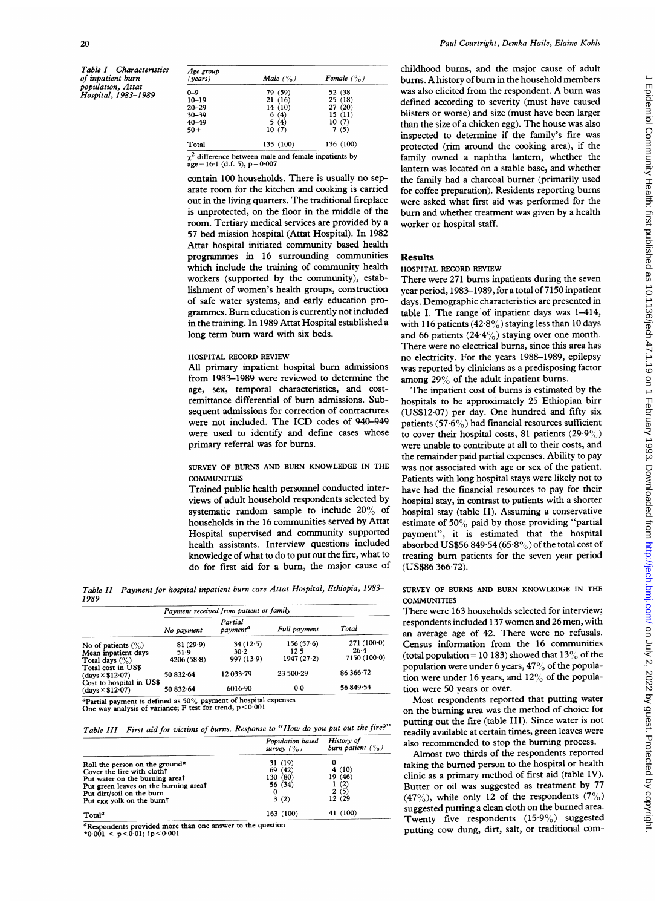Table I Characteristics of inpatient burn population, Attat Hospital, 1983–1989

| Age group (years) | Male (%) | Female (%) |
|---|---|---|
| 0–9 | 79 (59) | 52 (38 |
| 10–19 | 21 (16) | 25 (18) |
| 20–29 | 14 (10) | 27 (20) |
| 30–39 | 6 (4) | 15 (11) |
| 40–49 | 5 (4) | 10 (7) |
| 50+ | 10 (7) | 7 (5) |
| Total | 135 (100) | 136 (100) |

$\chi^2$ difference between male and female inpatients by age = 16·1 (d.f. 5), p = 0·007

contain 100 households. There is usually no separate room for the kitchen and cooking is carried out in the living quarters. The traditional fireplace is unprotected, on the floor in the middle of the room. Tertiary medical services are provided by a 57 bed mission hospital (Attat Hospital). In 1982 Attat hospital initiated community based health programmes in 16 surrounding communities which include the training of community health workers (supported by the community), establishment of women's health groups, construction of safe water systems, and early education programmes. Burn education is currently not included in the training. In 1989 Attat Hospital established a long term burn ward with six beds.

### HOSPITAL RECORD REVIEW

All primary inpatient hospital burn admissions from 1983–1989 were reviewed to determine the age, sex, temporal characteristics, and cost-remittance differential of burn admissions. Subsequent admissions for correction of contractures were not included. The ICD codes of 940–949 were used to identify and define cases whose primary referral was for burns.

### SURVEY OF BURNS AND BURN KNOWLEDGE IN THE COMMUNITIES

Trained public health personnel conducted interviews of adult household respondents selected by systematic random sample to include 20% of households in the 16 communities served by Attat Hospital supervised and community supported health assistants. Interview questions included knowledge of what to do to put out the fire, what to do for first aid for a burn, the major cause of childhood burns, and the major cause of adult burns. A history of burn in the household members was also elicited from the respondent. A burn was defined according to severity (must have caused blisters or worse) and size (must have been larger than the size of a chicken egg). The house was also inspected to determine if the family's fire was protected (rim around the cooking area), if the family owned a naphtha lantern, whether the lantern was located on a stable base, and whether the family had a charcoal burner (primarily used for coffee preparation). Residents reporting burns were asked what first aid was performed for the burn and whether treatment was given by a health worker or hospital staff.

## Results

### HOSPITAL RECORD REVIEW

There were 271 burns inpatients during the seven year period, 1983–1989, for a total of 7150 inpatient days. Demographic characteristics are presented in table I. The range of inpatient days was 1–414, with 116 patients (42·8%) staying less than 10 days and 66 patients (24·4%) staying over one month. There were no electrical burns, since this area has no electricity. For the years 1988–1989, epilepsy was reported by clinicians as a predisposing factor among 29% of the adult inpatient burns.

The inpatient cost of burns is estimated by the hospitals to be approximately 25 Ethiopian birr (US$12·07) per day. One hundred and fifty six patients (57·6%) had financial resources sufficient to cover their hospital costs, 81 patients (29·9%) were unable to contribute at all to their costs, and the remainder paid partial expenses. Ability to pay was not associated with age or sex of the patient. Patients with long hospital stays were likely not to have had the financial resources to pay for their hospital stay, in contrast to patients with a shorter hospital stay (table II). Assuming a conservative estimate of 50% paid by those providing "partial payment", it is estimated that the hospital absorbed US$56 849·54 (65·8%) of the total cost of treating burn patients for the seven year period (US$86 366·72).

Table II Payment for hospital inpatient burn care Attat Hospital, Ethiopia, 1983–1989

| | Payment received from patient or family | | | |
|---|---|---|---|---|
| | No payment | Partial payment[a] | Full payment | Total |
| No of patients (%) | 81 (29·9) | 34 (12·5) | 156 (57·6) | 271 (100·0) |
| Mean inpatient days | 51·9 | 30·2 | 12·5 | 26·4 |
| Total days (%) | 4206 (58·8) | 997 (13·9) | 1947 (27·2) | 7150 (100·0) |
| Total cost in US$ (days × $12·07) | 50 832·64 | 12 033·79 | 23 500·29 | 86 366·72 |
| Cost to hospital in US$ (days × $12·07) | 50 832·64 | 6016·90 | 0·0 | 56 849·54 |

[a]Partial payment is defined as 50% payment of hospital expenses
One way analysis of variance; F test for trend, $p < 0·001$

Table III First aid for victims of burns. Response to "How do you put out the fire?"

| | Population based survey (%) | History of burn patient (%) |
|---|---|---|
| Roll the person on the ground* | 31 (19) | 0 |
| Cover the fire with cloth† | 69 (42) | 4 (10) |
| Put water on the burning area† | 130 (80) | 19 (46) |
| Put green leaves on the burning area† | 56 (34) | 1 (2) |
| Put dirt/soil on the burn | 0 | 2 (5) |
| Put egg yolk on the burn† | 3 (2) | 12 (29 |
| Total[a] | 163 (100) | 41 (100) |

[a]Respondents provided more than one answer to the question
*$0·001 < p < 0·01$; †$p < 0·001$

### SURVEY OF BURNS AND BURN KNOWLEDGE IN THE COMMUNITIES

There were 163 households selected for interview; respondents included 137 women and 26 men, with an average age of 42. There were no refusals. Census information from the 16 communities (total population = 10 183) showed that 13% of the population were under 6 years, 47% of the population were under 16 years, and 12% of the population were 50 years or over.

Most respondents reported that putting water on the burning area was the method of choice for putting out the fire (table III). Since water is not readily available at certain times, green leaves were also recommended to stop the burning process.

Almost two thirds of the respondents reported taking the burned person to the hospital or health clinic as a primary method of first aid (table IV). Butter or oil was suggested as treatment by 77 (47%), while only 12 of the respondents (7%) suggested putting a clean cloth on the burned area. Twenty five respondents (15·9%) suggested putting cow dung, dirt, salt, or traditional com-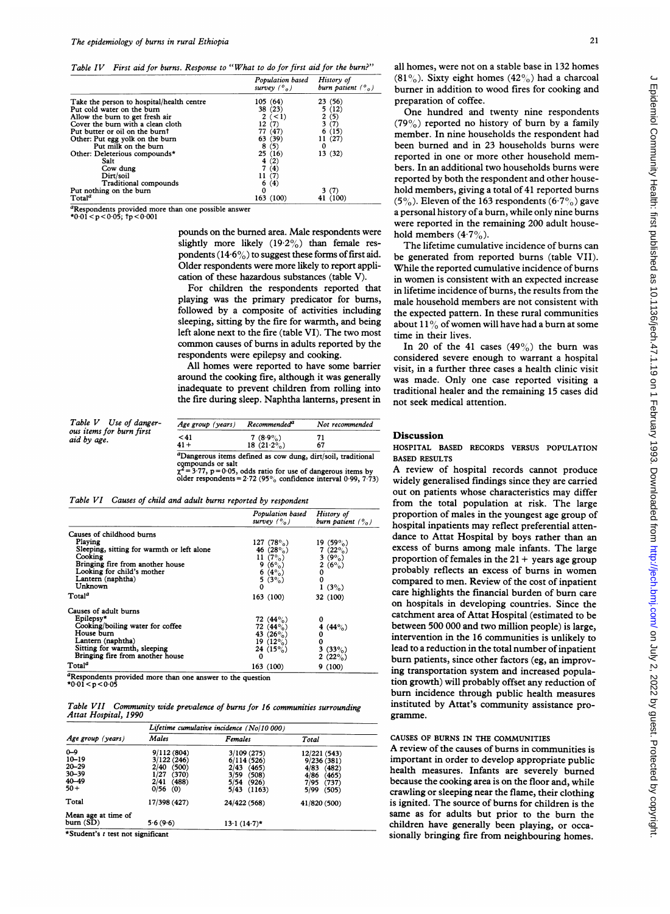Table IV First aid for burns. Response to "What to do for first aid for the burn?"

| | Population based survey (%) | History of burn patient (%) |
|---|---|---|
| Take the person to hospital/health centre | 105 (64) | 23 (56) |
| Put cold water on the burn | 38 (23) | 5 (12) |
| Allow the burn to get fresh air | 2 (<1) | 2 (5) |
| Cover the burn with a clean cloth | 12 (7) | 3 (7) |
| Put butter or oil on the burn† | 77 (47) | 6 (15) |
| Other: Put egg yolk on the burn | 63 (39) | 11 (27) |
| Put milk on the burn | 8 (5) | 0 |
| Other: Deleterious compounds* | 25 (16) | 13 (32) |
| Salt | 4 (2) | |
| Cow dung | 7 (4) | |
| Dirt/soil | 11 (7) | |
| Traditional compounds | 6 (4) | |
| Put nothing on the burn | 0 | 3 (7) |
| Total[a] | 163 (100) | 41 (100) |

[a]Respondents provided more than one possible answer
*$0.01 < p < 0.05$; †$p < 0.001$

pounds on the burned area. Male respondents were slightly more likely (19·2%) than female respondents (14·6%) to suggest these forms of first aid. Older respondents were more likely to report application of these hazardous substances (table V).

For children the respondents reported that playing was the primary predicator for burns, followed by a composite of activities including sleeping, sitting by the fire for warmth, and being left alone next to the fire (table VI). The two most common causes of burns in adults reported by the respondents were epilepsy and cooking.

All homes were reported to have some barrier around the cooking fire, although it was generally inadequate to prevent children from rolling into the fire during sleep. Naphtha lanterns, present in all homes, were not on a stable base in 132 homes (81%). Sixty eight homes (42%) had a charcoal burner in addition to wood fires for cooking and preparation of coffee.

One hundred and twenty nine respondents (79%) reported no history of burn by a family member. In nine households the respondent had been burned and in 23 households burns were reported in one or more other household members. In an additional two households burns were reported by both the respondent and other household members, giving a total of 41 reported burns (5%). Eleven of the 163 respondents (6·7%) gave a personal history of a burn, while only nine burns were reported in the remaining 200 adult household members (4·7%).

The lifetime cumulative incidence of burns can be generated from reported burns (table VII). While the reported cumulative incidence of burns in women is consistent with an expected increase in lifetime incidence of burns, the results from the male household members are not consistent with the expected pattern. In these rural communities about 11% of women will have had a burn at some time in their lives.

In 20 of the 41 cases (49%) the burn was considered severe enough to warrant a hospital visit, in a further three cases a health clinic visit was made. Only one case reported visiting a traditional healer and the remaining 15 cases did not seek medical attention.

Table V Use of dangerous items for burn first aid by age.

| Age group (years) | Recommended[a] | Not recommended |
|---|---|---|
| <41 | 7 (8·9%) | 71 |
| 41+ | 18 (21·2%) | 67 |

[a]Dangerous items defined as cow dung, dirt/soil, traditional compounds or salt
$\chi^2 = 3{\cdot}77$, $p = 0{\cdot}05$, odds ratio for use of dangerous items by older respondents = 2·72 (95% confidence interval 0·99, 7·73)

Table VI Causes of child and adult burns reported by respondent

| | Population based survey (%) | History of burn patient (%) |
|---|---|---|
| **Causes of childhood burns** | | |
| Playing | 127 (78%) | 19 (59%) |
| Sleeping, sitting for warmth or left alone | 46 (28%) | 7 (22%) |
| Cooking | 11 (7%) | 3 (9%) |
| Bringing fire from another house | 9 (6%) | 2 (6%) |
| Looking for child's mother | 6 (4%) | 0 |
| Lantern (naphtha) | 5 (3%) | 0 |
| Unknown | 0 | 1 (3%) |
| Total[a] | 163 (100) | 32 (100) |
| **Causes of adult burns** | | |
| Epilepsy* | 72 (44%) | 0 |
| Cooking/boiling water for coffee | 72 (44%) | 4 (44%) |
| House burn | 43 (26%) | 0 |
| Lantern (naphtha) | 19 (12%) | 0 |
| Sitting for warmth, sleeping | 24 (15%) | 3 (33%) |
| Bringing fire from another house | 0 | 2 (22%) |
| Total[a] | 163 (100) | 9 (100) |

[a]Respondents provided more than one answer to the question
*$0.01 < p < 0.05$

Table VII Community wide prevalence of burns for 16 communities surrounding Attat Hospital, 1990

| Age group (years) | Lifetime cumulative incidence (No/10 000) | | |
|---|---|---|---|
| | Males | Females | Total |
| 0–9 | 9/112 (804) | 3/109 (275) | 12/221 (543) |
| 10–19 | 3/122 (246) | 6/114 (526) | 9/236 (381) |
| 20–29 | 2/40 (500) | 2/43 (465) | 4/83 (482) |
| 30–39 | 1/27 (370) | 3/59 (508) | 4/86 (465) |
| 40–49 | 2/41 (488) | 5/54 (926) | 7/95 (737) |
| 50+ | 0/56 (0) | 5/43 (1163) | 5/99 (505) |
| Total | 17/398 (427) | 24/422 (568) | 41/820 (500) |
| Mean age at time of burn (SD) | 5·6 (9·6) | 13·1 (14·7)* | |

*Student's *t* test not significant

## Discussion

### HOSPITAL BASED RECORDS VERSUS POPULATION BASED RESULTS

A review of hospital records cannot produce widely generalised findings since they are carried out on patients whose characteristics may differ from the total population at risk. The large proportion of males in the youngest age group of hospital inpatients may reflect preferential attendance to Attat Hospital by boys rather than an excess of burns among male infants. The large proportion of females in the 21+ years age group probably reflects an excess of burns in women compared to men. Review of the cost of inpatient care highlights the financial burden of burn care on hospitals in developing countries. Since the catchment area of Attat Hospital (estimated to be between 500 000 and two million people) is large, intervention in the 16 communities is unlikely to lead to a reduction in the total number of inpatient burn patients, since other factors (eg, an improving transportation system and increased population growth) will probably offset any reduction of burn incidence through public health measures instituted by Attat's community assistance programme.

### CAUSES OF BURNS IN THE COMMUNITIES

A review of the causes of burns in communities is important in order to develop appropriate public health measures. Infants are severely burned because the cooking area is on the floor and, while crawling or sleeping near the flame, their clothing is ignited. The source of burns for children is the same as for adults but prior to the burn the children have generally been playing, or occasionally bringing fire from neighbouring homes.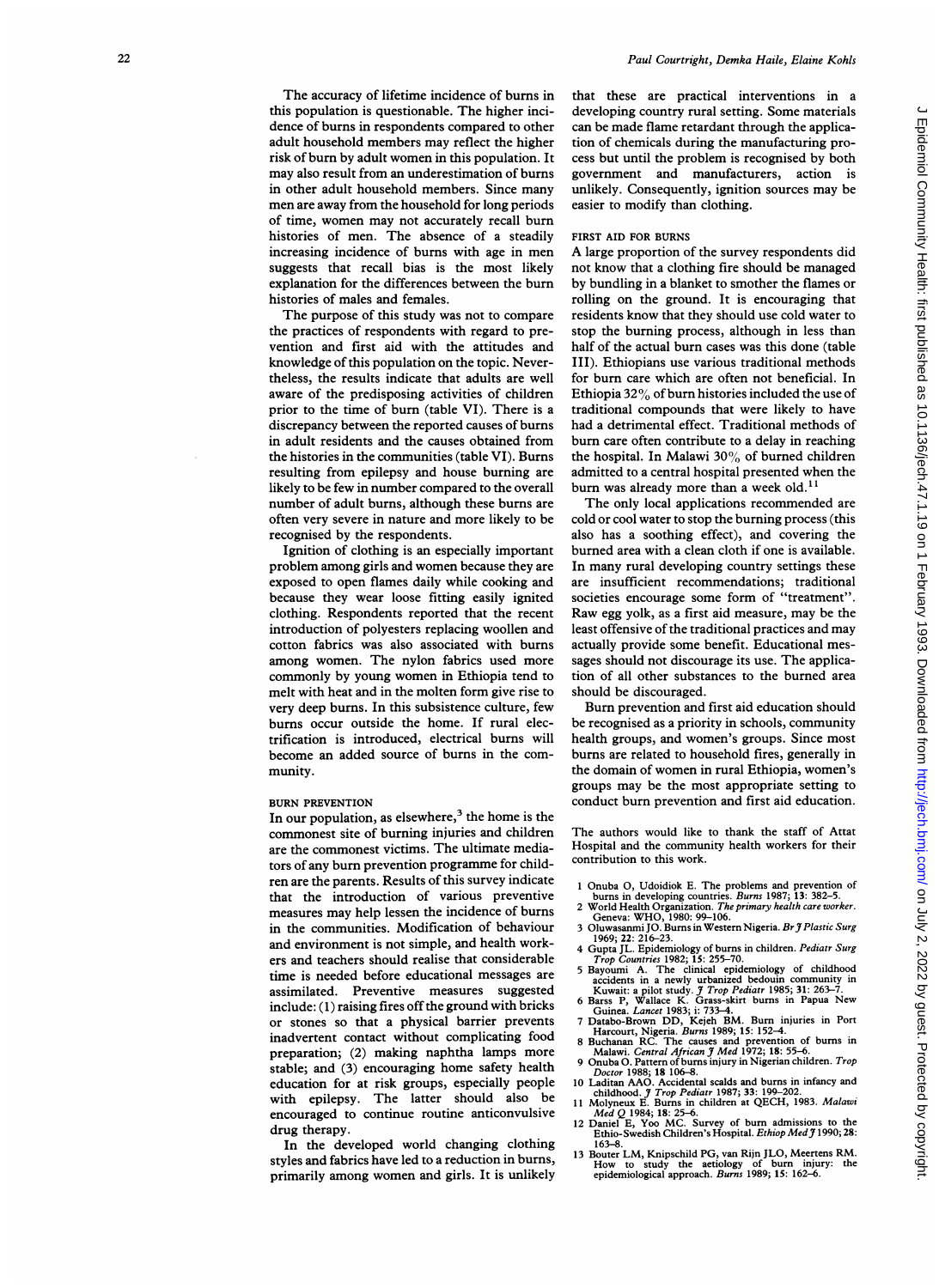The accuracy of lifetime incidence of burns in this population is questionable. The higher incidence of burns in respondents compared to other adult household members may reflect the higher risk of burn by adult women in this population. It may also result from an underestimation of burns in other adult household members. Since many men are away from the household for long periods of time, women may not accurately recall burn histories of men. The absence of a steadily increasing incidence of burns with age in men suggests that recall bias is the most likely explanation for the differences between the burn histories of males and females.

The purpose of this study was not to compare the practices of respondents with regard to prevention and first aid with the attitudes and knowledge of this population on the topic. Nevertheless, the results indicate that adults are well aware of the predisposing activities of children prior to the time of burn (table VI). There is a discrepancy between the reported causes of burns in adult residents and the causes obtained from the histories in the communities (table VI). Burns resulting from epilepsy and house burning are likely to be few in number compared to the overall number of adult burns, although these burns are often very severe in nature and more likely to be recognised by the respondents.

Ignition of clothing is an especially important problem among girls and women because they are exposed to open flames daily while cooking and because they wear loose fitting easily ignited clothing. Respondents reported that the recent introduction of polyesters replacing woollen and cotton fabrics was also associated with burns among women. The nylon fabrics used more commonly by young women in Ethiopia tend to melt with heat and in the molten form give rise to very deep burns. In this subsistence culture, few burns occur outside the home. If rural electrification is introduced, electrical burns will become an added source of burns in the community.

### BURN PREVENTION

In our population, as elsewhere,[3] the home is the commonest site of burning injuries and children are the commonest victims. The ultimate mediators of any burn prevention programme for children are the parents. Results of this survey indicate that the introduction of various preventive measures may help lessen the incidence of burns in the communities. Modification of behaviour and environment is not simple, and health workers and teachers should realise that considerable time is needed before educational messages are assimilated. Preventive measures suggested include: (1) raising fires off the ground with bricks or stones so that a physical barrier prevents inadvertent contact without complicating food preparation; (2) making naphtha lamps more stable; and (3) encouraging home safety health education for at risk groups, especially people with epilepsy. The latter should also be encouraged to continue routine anticonvulsive drug therapy.

In the developed world changing clothing styles and fabrics have led to a reduction in burns, primarily among women and girls. It is unlikely that these are practical interventions in a developing country rural setting. Some materials can be made flame retardant through the application of chemicals during the manufacturing process but until the problem is recognised by both government and manufacturers, action is unlikely. Consequently, ignition sources may be easier to modify than clothing.

### FIRST AID FOR BURNS

A large proportion of the survey respondents did not know that a clothing fire should be managed by bundling in a blanket to smother the flames or rolling on the ground. It is encouraging that residents know that they should use cold water to stop the burning process, although in less than half of the actual burn cases was this done (table III). Ethiopians use various traditional methods for burn care which are often not beneficial. In Ethiopia 32% of burn histories included the use of traditional compounds that were likely to have had a detrimental effect. Traditional methods of burn care often contribute to a delay in reaching the hospital. In Malawi 30% of burned children admitted to a central hospital presented when the burn was already more than a week old.[11]

The only local applications recommended are cold or cool water to stop the burning process (this also has a soothing effect), and covering the burned area with a clean cloth if one is available. In many rural developing country settings these are insufficient recommendations; traditional societies encourage some form of "treatment". Raw egg yolk, as a first aid measure, may be the least offensive of the traditional practices and may actually provide some benefit. Educational messages should not discourage its use. The application of all other substances to the burned area should be discouraged.

Burn prevention and first aid education should be recognised as a priority in schools, community health groups, and women's groups. Since most burns are related to household fires, generally in the domain of women in rural Ethiopia, women's groups may be the most appropriate setting to conduct burn prevention and first aid education.

The authors would like to thank the staff of Attat Hospital and the community health workers for their contribution to this work.

1. Onuba O, Udoidiok E. The problems and prevention of burns in developing countries. *Burns* 1987; **13**: 382–5.
2. World Health Organization. *The primary health care worker*. Geneva: WHO, 1980: 99–106.
3. Oluwasanmi JO. Burns in Western Nigeria. *Br J Plastic Surg* 1969; **22**: 216–23.
4. Gupta JL. Epidemiology of burns in children. *Pediatr Surg Trop Countries* 1982; **15**: 255–70.
5. Bayoumi A. The clinical epidemiology of childhood accidents in a newly urbanized bedouin community in Kuwait: a pilot study. *J Trop Pediatr* 1985; **31**: 263–7.
6. Barss P, Wallace K. Grass-skirt burns in Papua New Guinea. *Lancet* 1983; **i**: 733–4.
7. Databo-Brown DD, Kejeh BM. Burn injuries in Port Harcourt, Nigeria. *Burns* 1989; **15**: 152–4.
8. Buchanan RC. The causes and prevention of burns in Malawi. *Central African J Med* 1972; **18**: 55–6.
9. Onuba O. Pattern of burns injury in Nigerian children. *Trop Doctor* 1988; **18** 106–8.
10. Laditan AAO. Accidental scalds and burns in infancy and childhood. *J Trop Pediatr* 1987; **33**: 199–202.
11. Molyneux E. Burns in children at QECH, 1983. *Malawi Med Q* 1984; **18**: 25–6.
12. Daniel E, Yoo MC. Survey of burn admissions to the Ethio-Swedish Children's Hospital. *Ethiop Med J* 1990; **28**: 163–8.
13. Bouter LM, Knipschild PG, van Rijn JLO, Meertens RM. How to study the aetiology of burn injury: the epidemiological approach. *Burns* 1989; **15**: 162–6.